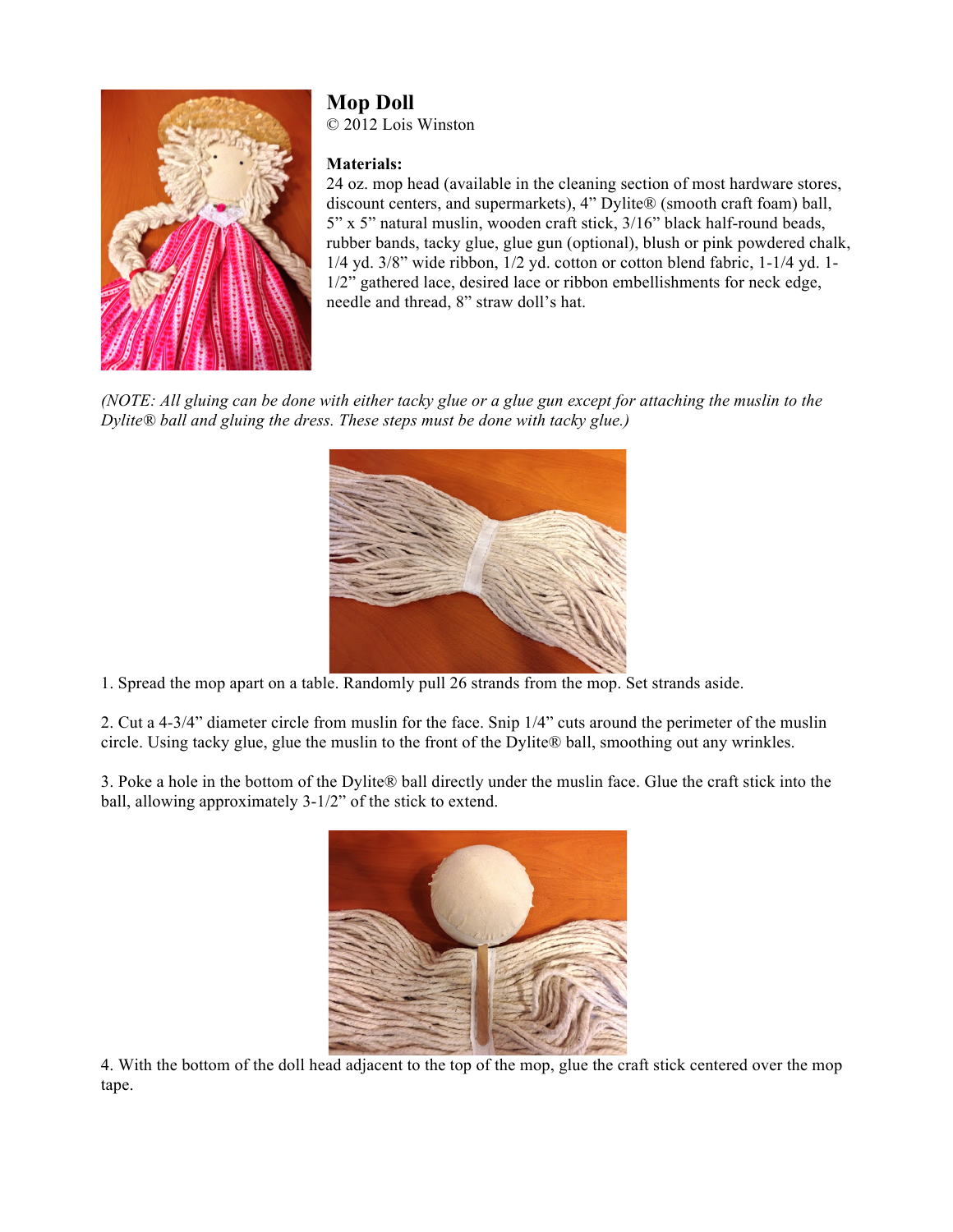## Mop Doll

© 2012 Lois Winston

**Materials:**

24 oz. mop head (available in the cleaning section of most hardware stores, discount centers, and supermarkets), 4" Dylite® (smooth craft foam) ball, 5" x 5" natural muslin, wooden craft stick, 3/16" black half-round beads, rubber bands, tacky glue, glue gun (optional), blush or pink powdered chalk, 1/4 yd. 3/8" wide ribbon, 1/2 yd. cotton or cotton blend fabric, 1-1/4 yd. 1-1/2" gathered lace, desired lace or ribbon embellishments for neck edge, needle and thread, 8" straw doll's hat.

*(NOTE: All gluing can be done with either tacky glue or a glue gun except for attaching the muslin to the Dylite® ball and gluing the dress. These steps must be done with tacky glue.)*

1. Spread the mop apart on a table. Randomly pull 26 strands from the mop. Set strands aside.

2. Cut a 4-3/4" diameter circle from muslin for the face. Snip 1/4" cuts around the perimeter of the muslin circle. Using tacky glue, glue the muslin to the front of the Dylite® ball, smoothing out any wrinkles.

3. Poke a hole in the bottom of the Dylite® ball directly under the muslin face. Glue the craft stick into the ball, allowing approximately 3-1/2" of the stick to extend.

4. With the bottom of the doll head adjacent to the top of the mop, glue the craft stick centered over the mop tape.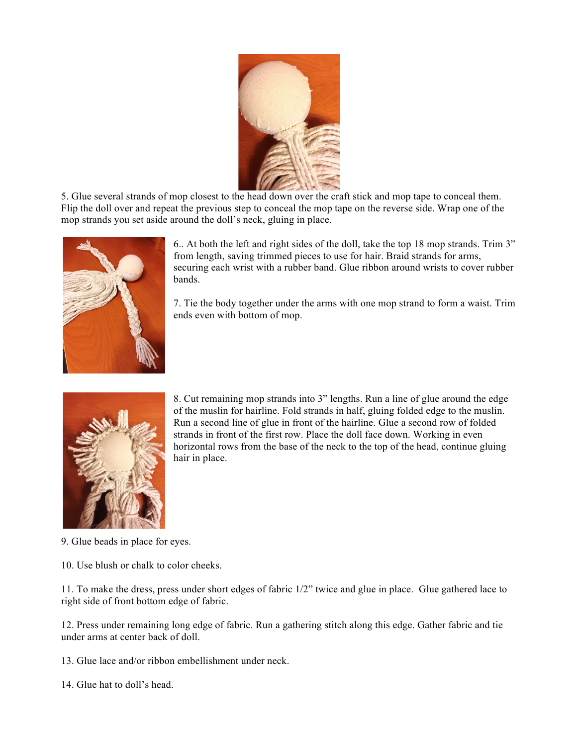5. Glue several strands of mop closest to the head down over the craft stick and mop tape to conceal them. Flip the doll over and repeat the previous step to conceal the mop tape on the reverse side. Wrap one of the mop strands you set aside around the doll's neck, gluing in place.

6.. At both the left and right sides of the doll, take the top 18 mop strands. Trim 3" from length, saving trimmed pieces to use for hair. Braid strands for arms, securing each wrist with a rubber band. Glue ribbon around wrists to cover rubber bands.

7. Tie the body together under the arms with one mop strand to form a waist. Trim ends even with bottom of mop.

8. Cut remaining mop strands into 3" lengths. Run a line of glue around the edge of the muslin for hairline. Fold strands in half, gluing folded edge to the muslin. Run a second line of glue in front of the hairline. Glue a second row of folded strands in front of the first row. Place the doll face down. Working in even horizontal rows from the base of the neck to the top of the head, continue gluing hair in place.

9. Glue beads in place for eyes.

10. Use blush or chalk to color cheeks.

11. To make the dress, press under short edges of fabric 1/2" twice and glue in place. Glue gathered lace to right side of front bottom edge of fabric.

12. Press under remaining long edge of fabric. Run a gathering stitch along this edge. Gather fabric and tie under arms at center back of doll.

13. Glue lace and/or ribbon embellishment under neck.

14. Glue hat to doll's head.